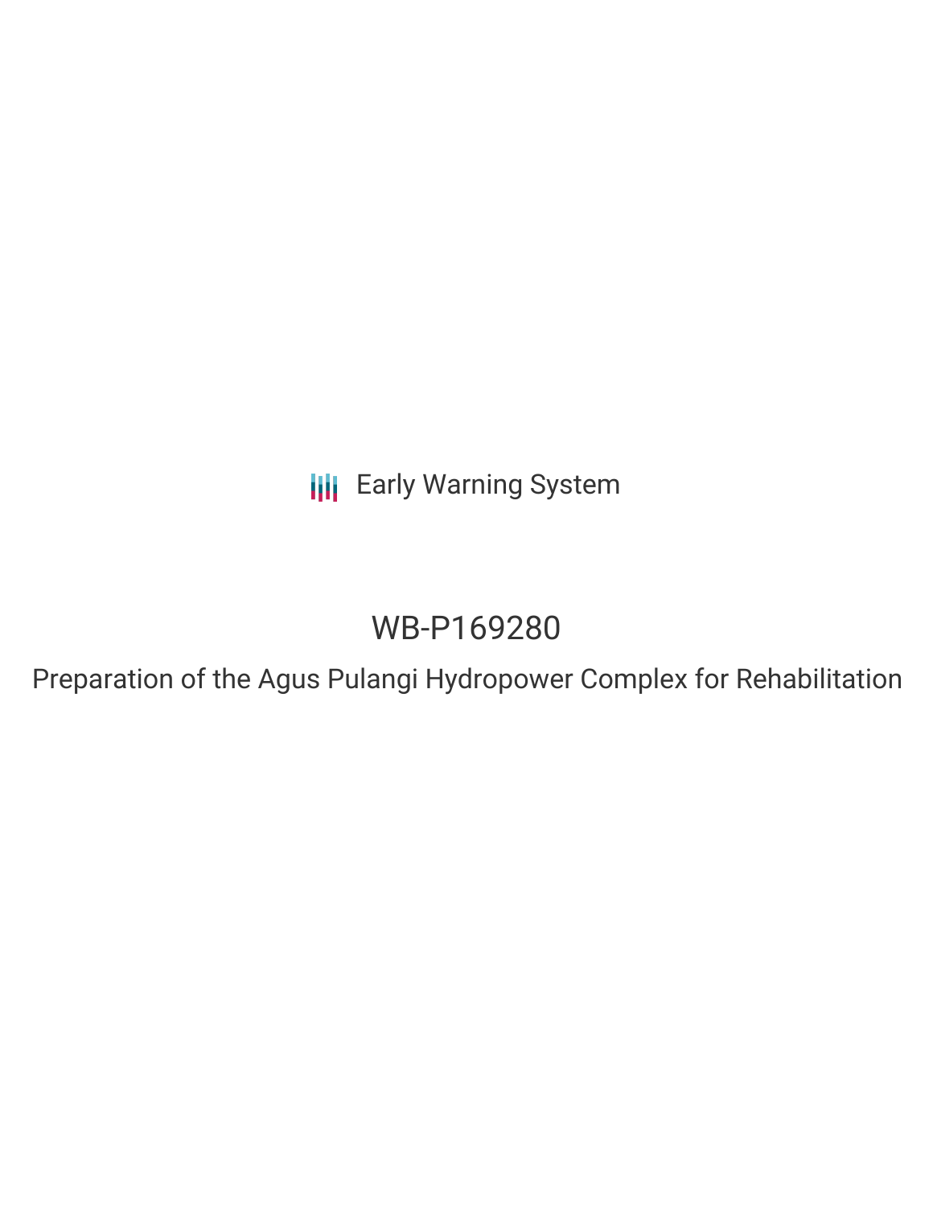Early Warning System

# WB-P169280

## Preparation of the Agus Pulangi Hydropower Complex for Rehabilitation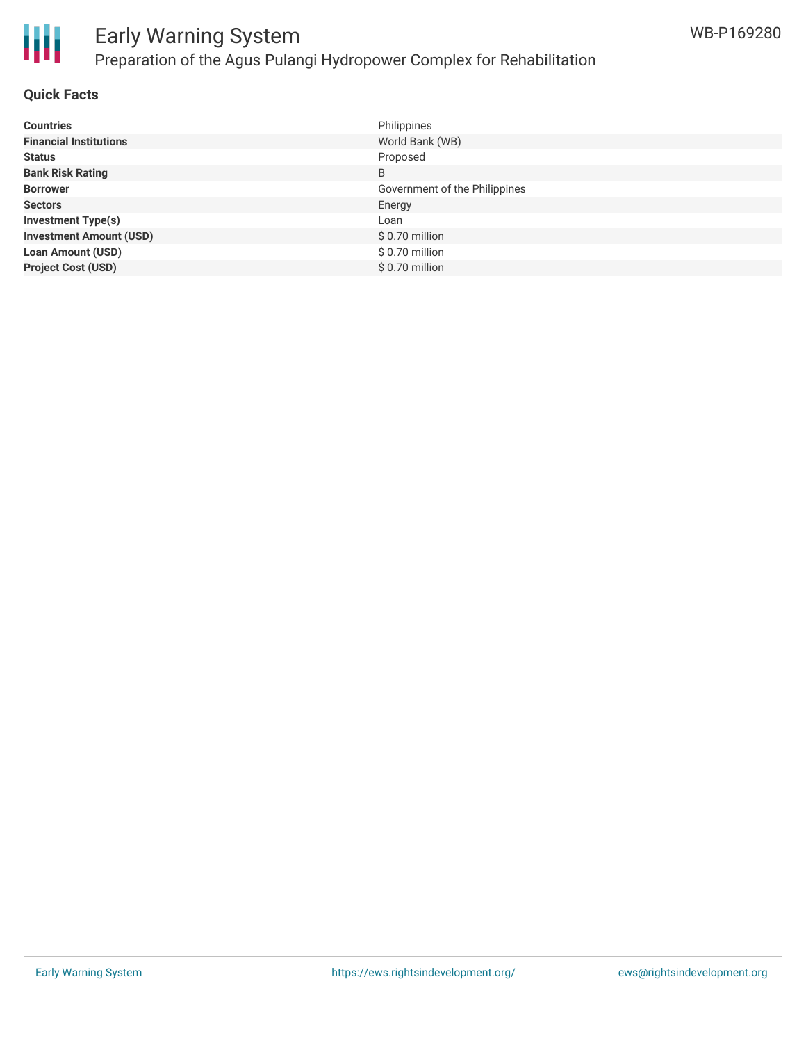## Quick Facts

| | |
|---|---|
| **Countries** | Philippines |
| **Financial Institutions** | World Bank (WB) |
| **Status** | Proposed |
| **Bank Risk Rating** | B |
| **Borrower** | Government of the Philippines |
| **Sectors** | Energy |
| **Investment Type(s)** | Loan |
| **Investment Amount (USD)** | $ 0.70 million |
| **Loan Amount (USD)** | $ 0.70 million |
| **Project Cost (USD)** | $ 0.70 million |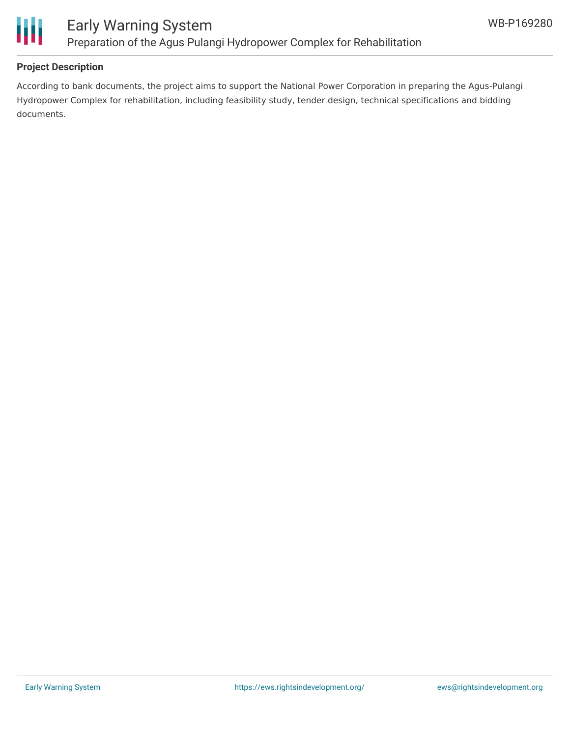### Project Description

According to bank documents, the project aims to support the National Power Corporation in preparing the Agus-Pulangi Hydropower Complex for rehabilitation, including feasibility study, tender design, technical specifications and bidding documents.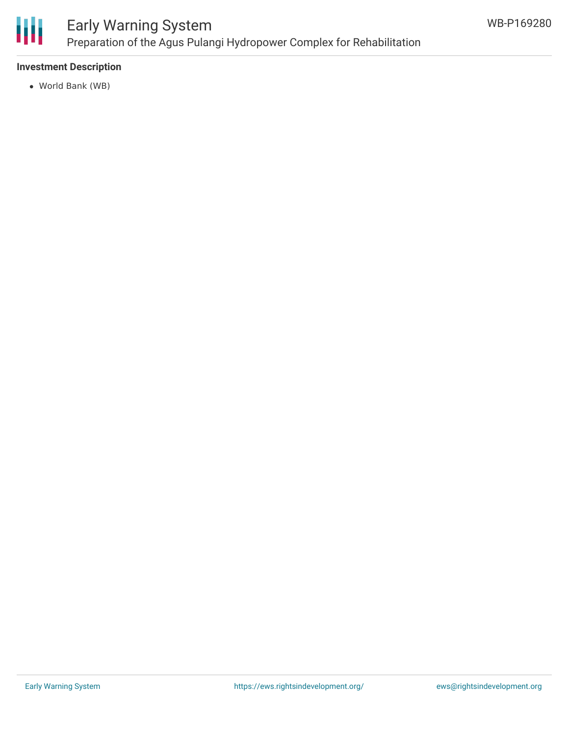**Investment Description**

- World Bank (WB)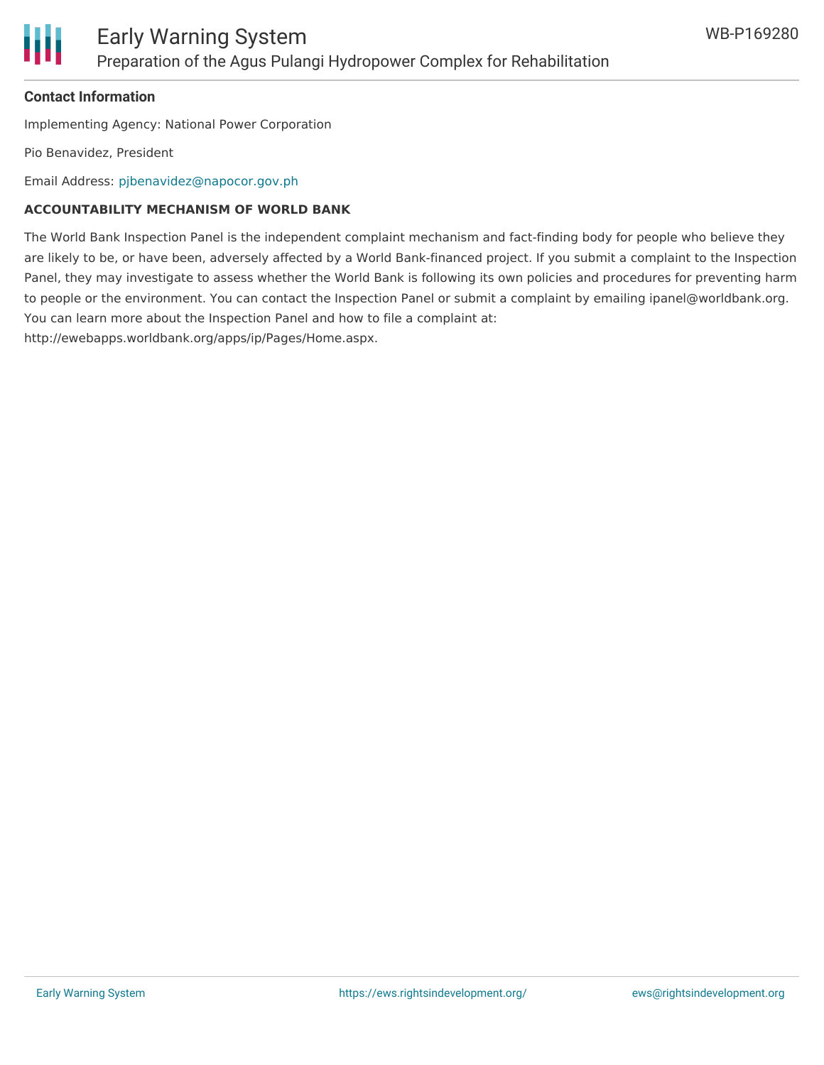**Contact Information**

Implementing Agency: National Power Corporation

Pio Benavidez, President

Email Address: pjbenavidez@napocor.gov.ph

**ACCOUNTABILITY MECHANISM OF WORLD BANK**

The World Bank Inspection Panel is the independent complaint mechanism and fact-finding body for people who believe they are likely to be, or have been, adversely affected by a World Bank-financed project. If you submit a complaint to the Inspection Panel, they may investigate to assess whether the World Bank is following its own policies and procedures for preventing harm to people or the environment. You can contact the Inspection Panel or submit a complaint by emailing ipanel@worldbank.org. You can learn more about the Inspection Panel and how to file a complaint at: http://ewebapps.worldbank.org/apps/ip/Pages/Home.aspx.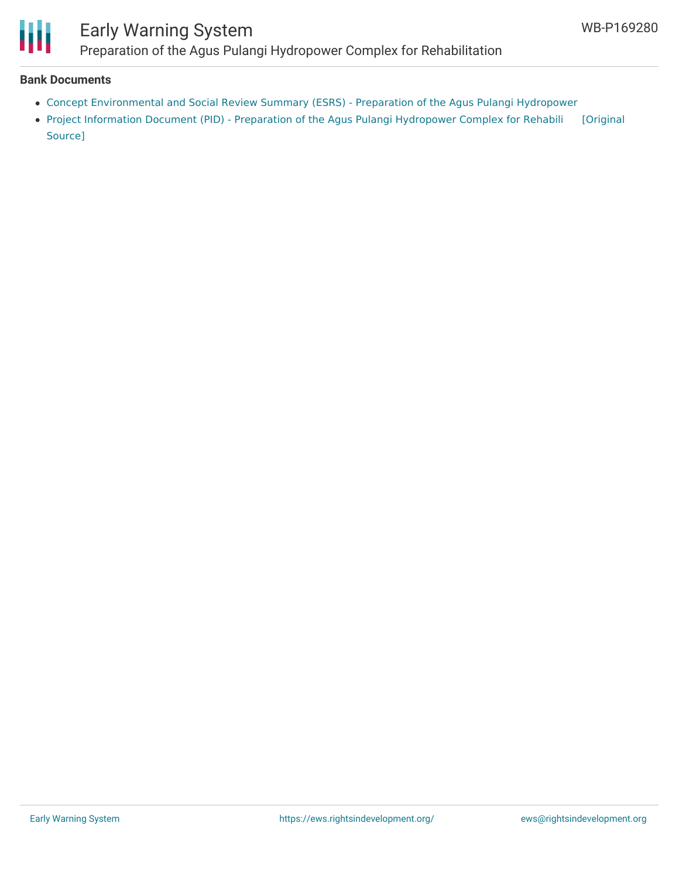**Bank Documents**

- Concept Environmental and Social Review Summary (ESRS) - Preparation of the Agus Pulangi Hydropower
- Project Information Document (PID) - Preparation of the Agus Pulangi Hydropower Complex for Rehabili [Original Source]